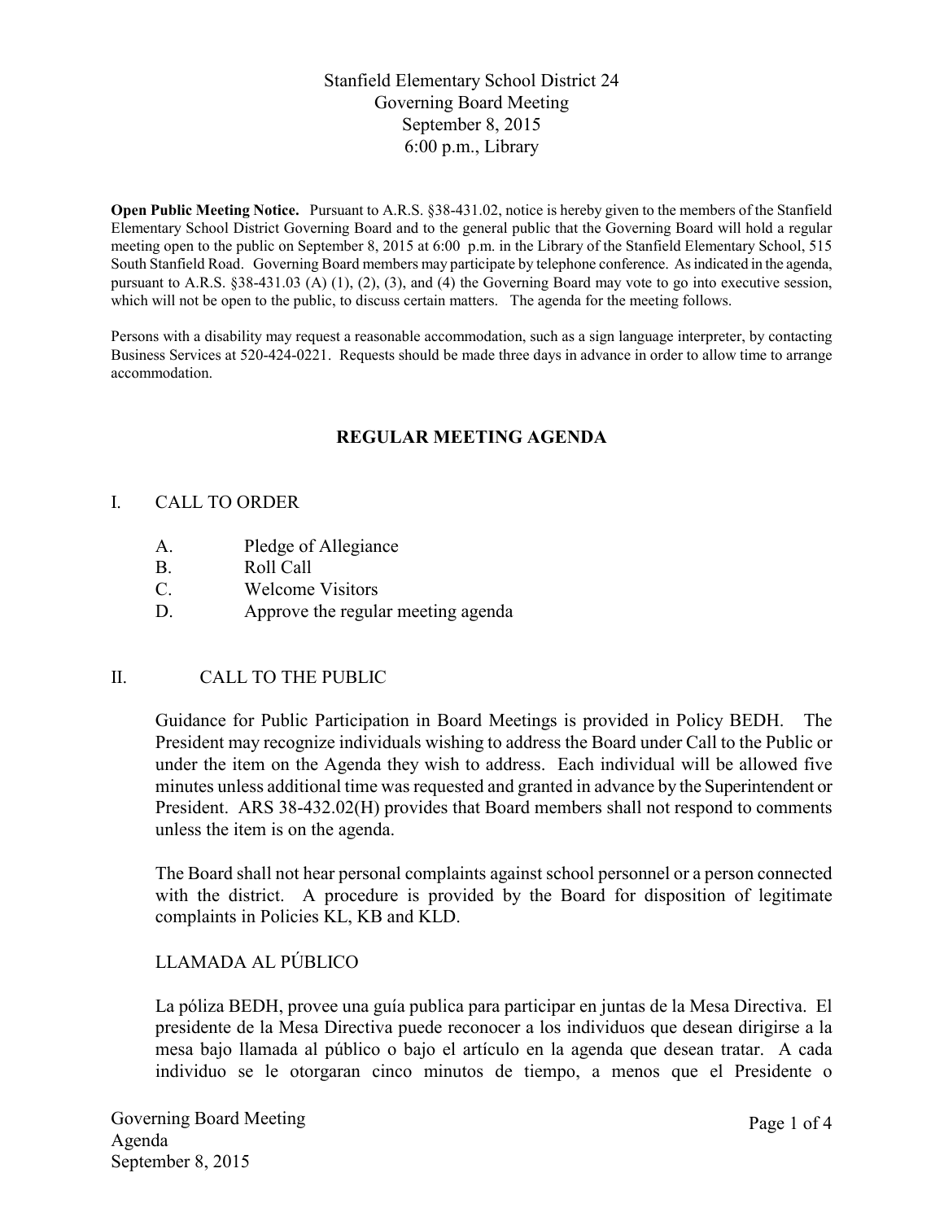Stanfield Elementary School District 24
Governing Board Meeting
September 8, 2015
6:00 p.m., Library

**Open Public Meeting Notice.** Pursuant to A.R.S. §38-431.02, notice is hereby given to the members of the Stanfield Elementary School District Governing Board and to the general public that the Governing Board will hold a regular meeting open to the public on September 8, 2015 at 6:00 p.m. in the Library of the Stanfield Elementary School, 515 South Stanfield Road. Governing Board members may participate by telephone conference. As indicated in the agenda, pursuant to A.R.S. §38-431.03 (A) (1), (2), (3), and (4) the Governing Board may vote to go into executive session, which will not be open to the public, to discuss certain matters. The agenda for the meeting follows.

Persons with a disability may request a reasonable accommodation, such as a sign language interpreter, by contacting Business Services at 520-424-0221. Requests should be made three days in advance in order to allow time to arrange accommodation.

## REGULAR MEETING AGENDA

I. CALL TO ORDER

- A. Pledge of Allegiance
- B. Roll Call
- C. Welcome Visitors
- D. Approve the regular meeting agenda

II. CALL TO THE PUBLIC

Guidance for Public Participation in Board Meetings is provided in Policy BEDH. The President may recognize individuals wishing to address the Board under Call to the Public or under the item on the Agenda they wish to address. Each individual will be allowed five minutes unless additional time was requested and granted in advance by the Superintendent or President. ARS 38-432.02(H) provides that Board members shall not respond to comments unless the item is on the agenda.

The Board shall not hear personal complaints against school personnel or a person connected with the district. A procedure is provided by the Board for disposition of legitimate complaints in Policies KL, KB and KLD.

LLAMADA AL PÚBLICO

La póliza BEDH, provee una guía publica para participar en juntas de la Mesa Directiva. El presidente de la Mesa Directiva puede reconocer a los individuos que desean dirigirse a la mesa bajo llamada al público o bajo el artículo en la agenda que desean tratar. A cada individuo se le otorgaran cinco minutos de tiempo, a menos que el Presidente o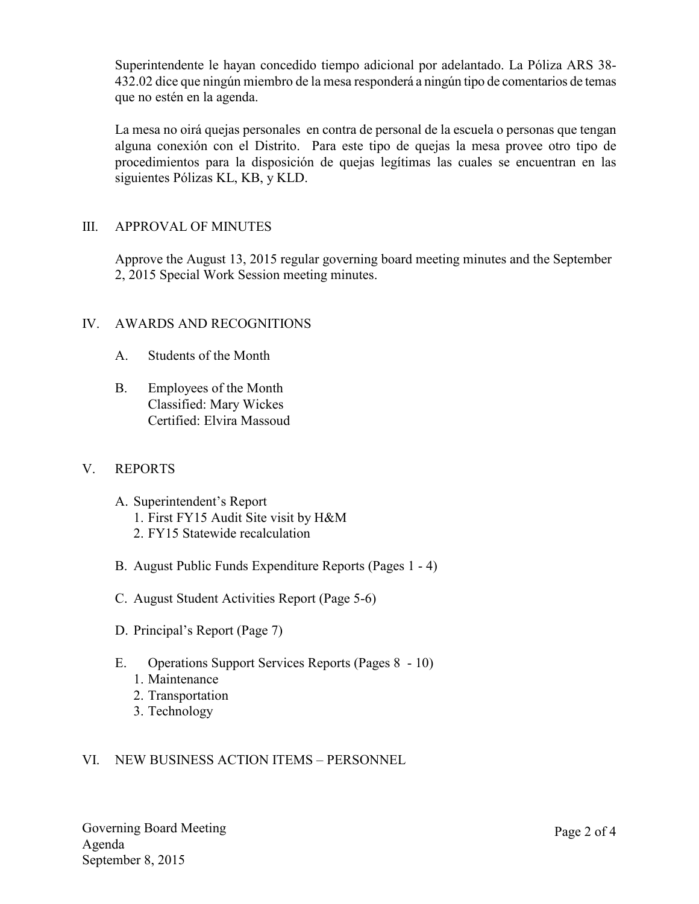Superintendente le hayan concedido tiempo adicional por adelantado. La Póliza ARS 38-432.02 dice que ningún miembro de la mesa responderá a ningún tipo de comentarios de temas que no estén en la agenda.

La mesa no oirá quejas personales en contra de personal de la escuela o personas que tengan alguna conexión con el Distrito. Para este tipo de quejas la mesa provee otro tipo de procedimientos para la disposición de quejas legítimas las cuales se encuentran en las siguientes Pólizas KL, KB, y KLD.

## III. APPROVAL OF MINUTES

Approve the August 13, 2015 regular governing board meeting minutes and the September 2, 2015 Special Work Session meeting minutes.

## IV. AWARDS AND RECOGNITIONS

A. Students of the Month

B. Employees of the Month
Classified: Mary Wickes
Certified: Elvira Massoud

## V. REPORTS

A. Superintendent's Report
1. First FY15 Audit Site visit by H&M
2. FY15 Statewide recalculation

B. August Public Funds Expenditure Reports (Pages 1 - 4)

C. August Student Activities Report (Page 5-6)

D. Principal's Report (Page 7)

E. Operations Support Services Reports (Pages 8 - 10)
1. Maintenance
2. Transportation
3. Technology

## VI. NEW BUSINESS ACTION ITEMS – PERSONNEL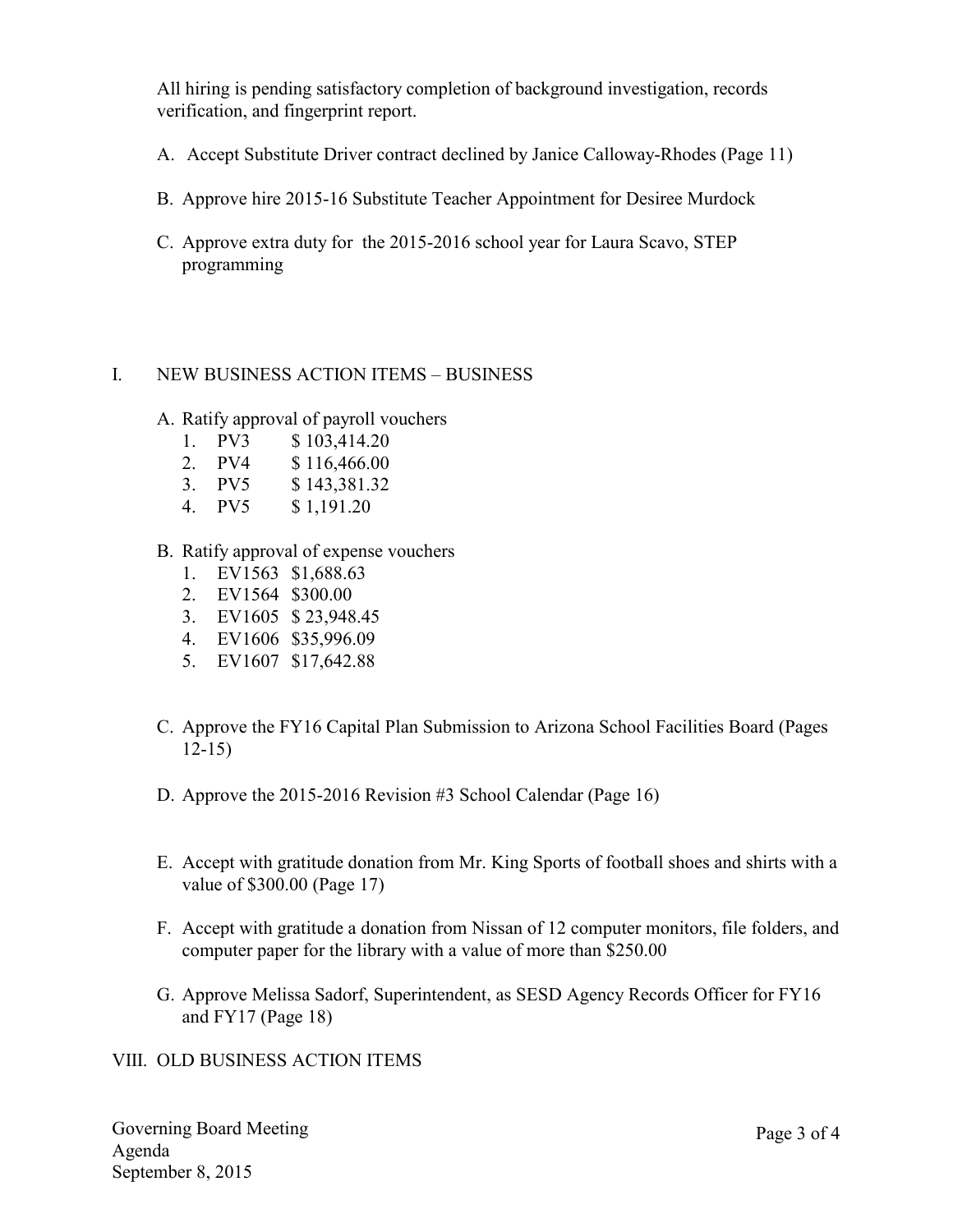All hiring is pending satisfactory completion of background investigation, records verification, and fingerprint report.

A. Accept Substitute Driver contract declined by Janice Calloway-Rhodes (Page 11)

B. Approve hire 2015-16 Substitute Teacher Appointment for Desiree Murdock

C. Approve extra duty for the 2015-2016 school year for Laura Scavo, STEP programming

## I. NEW BUSINESS ACTION ITEMS – BUSINESS

A. Ratify approval of payroll vouchers
   1. PV3 $ 103,414.20
   2. PV4 $ 116,466.00
   3. PV5 $ 143,381.32
   4. PV5 $ 1,191.20

B. Ratify approval of expense vouchers
   1. EV1563 $1,688.63
   2. EV1564 $300.00
   3. EV1605 $ 23,948.45
   4. EV1606 $35,996.09
   5. EV1607 $17,642.88

C. Approve the FY16 Capital Plan Submission to Arizona School Facilities Board (Pages 12-15)

D. Approve the 2015-2016 Revision #3 School Calendar (Page 16)

E. Accept with gratitude donation from Mr. King Sports of football shoes and shirts with a value of $300.00 (Page 17)

F. Accept with gratitude a donation from Nissan of 12 computer monitors, file folders, and computer paper for the library with a value of more than $250.00

G. Approve Melissa Sadorf, Superintendent, as SESD Agency Records Officer for FY16 and FY17 (Page 18)

## VIII. OLD BUSINESS ACTION ITEMS

Governing Board Meeting
Agenda
September 8, 2015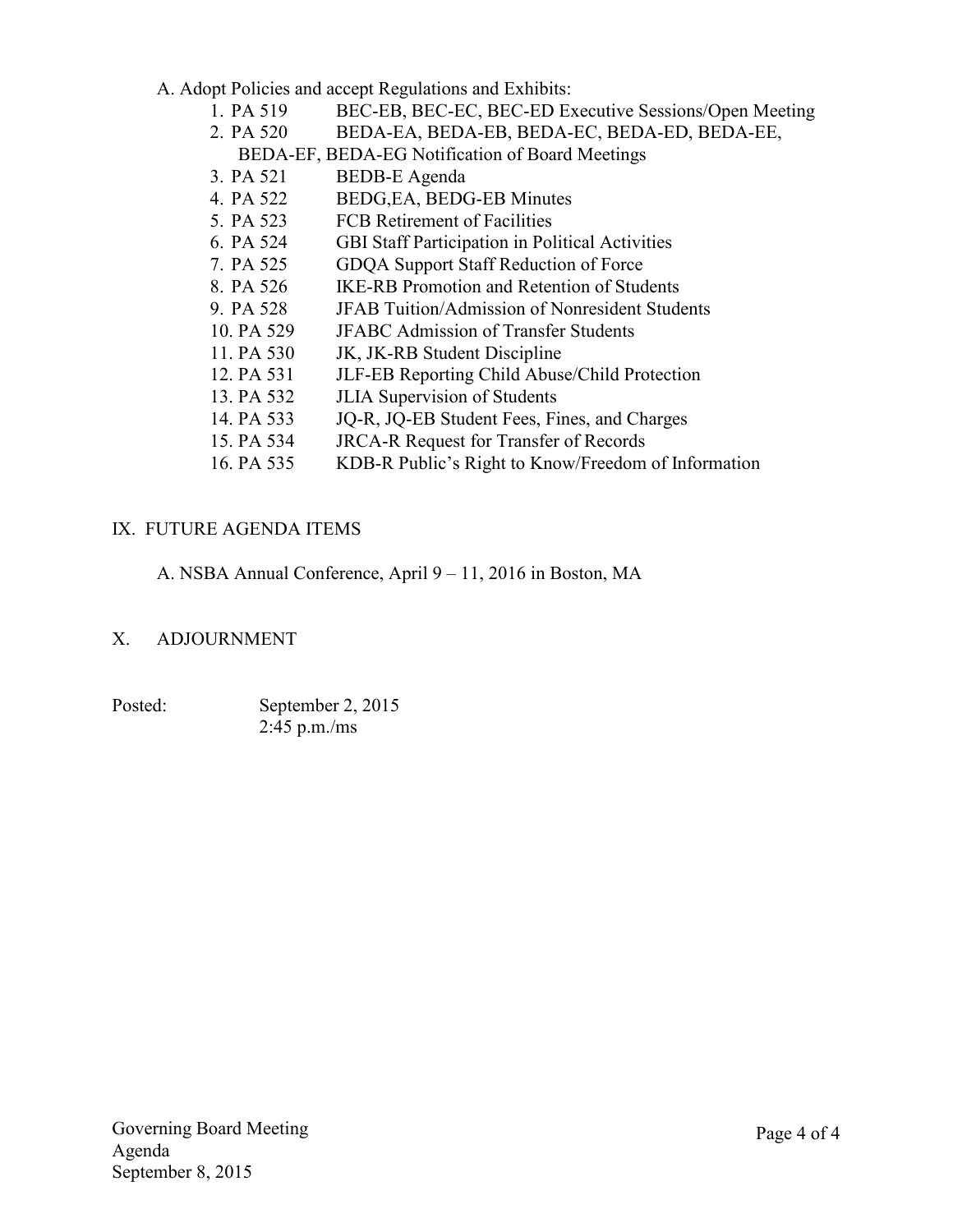A. Adopt Policies and accept Regulations and Exhibits:

1. PA 519 BEC-EB, BEC-EC, BEC-ED Executive Sessions/Open Meeting
2. PA 520 BEDA-EA, BEDA-EB, BEDA-EC, BEDA-ED, BEDA-EE, BEDA-EF, BEDA-EG Notification of Board Meetings
3. PA 521 BEDB-E Agenda
4. PA 522 BEDG,EA, BEDG-EB Minutes
5. PA 523 FCB Retirement of Facilities
6. PA 524 GBI Staff Participation in Political Activities
7. PA 525 GDQA Support Staff Reduction of Force
8. PA 526 IKE-RB Promotion and Retention of Students
9. PA 528 JFAB Tuition/Admission of Nonresident Students
10. PA 529 JFABC Admission of Transfer Students
11. PA 530 JK, JK-RB Student Discipline
12. PA 531 JLF-EB Reporting Child Abuse/Child Protection
13. PA 532 JLIA Supervision of Students
14. PA 533 JQ-R, JQ-EB Student Fees, Fines, and Charges
15. PA 534 JRCA-R Request for Transfer of Records
16. PA 535 KDB-R Public's Right to Know/Freedom of Information

## IX. FUTURE AGENDA ITEMS

A. NSBA Annual Conference, April 9 – 11, 2016 in Boston, MA

## X. ADJOURNMENT

Posted: September 2, 2015
2:45 p.m./ms